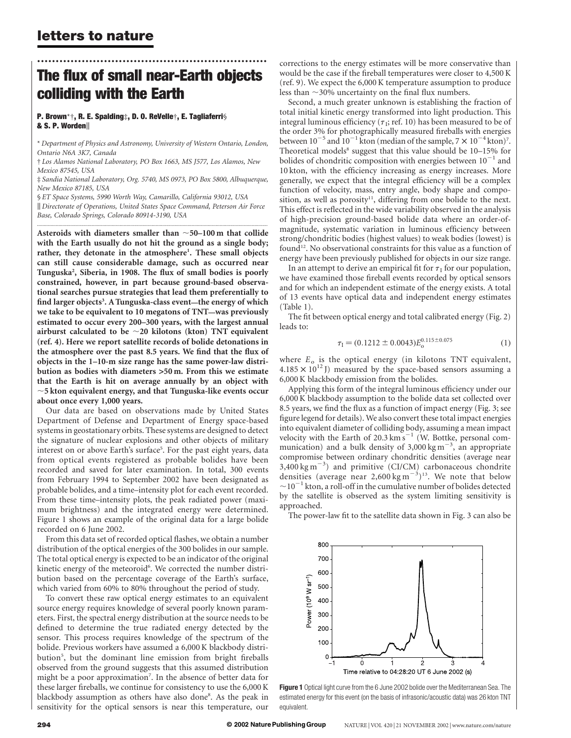# The flux of small near-Earth objects colliding with the Earth

**P. Brown*†, R. E. Spalding‡, D. O. ReVelle†, E. Tagliaferri§ & S. P. Worden||**

\* *Department of Physics and Astronomy, University of Western Ontario, London, Ontario N6A 3K7, Canada*

† *Los Alamos National Laboratory, PO Box 1663, MS J577, Los Alamos, New Mexico 87545, USA*

‡ *Sandia National Laboratory, Org. 5740, MS 0973, PO Box 5800, Albuquerque, New Mexico 87185, USA*

§ *ET Space Systems, 5990 Worth Way, Camarillo, California 93012, USA*

|| *Directorate of Operations, United States Space Command, Peterson Air Force Base, Colorado Springs, Colorado 80914-3190, USA*

**Asteroids with diameters smaller than ~50–100 m that collide with the Earth usually do not hit the ground as a single body; rather, they detonate in the atmosphere[1]. These small objects can still cause considerable damage, such as occurred near Tunguska[2], Siberia, in 1908. The flux of small bodies is poorly constrained, however, in part because ground-based observational searches pursue strategies that lead them preferentially to find larger objects[3]. A Tunguska-class event—the energy of which we take to be equivalent to 10 megatons of TNT—was previously estimated to occur every 200–300 years, with the largest annual airburst calculated to be ~20 kilotons (kton) TNT equivalent (ref. 4). Here we report satellite records of bolide detonations in the atmosphere over the past 8.5 years. We find that the flux of objects in the 1–10-m size range has the same power-law distribution as bodies with diameters >50 m. From this we estimate that the Earth is hit on average annually by an object with ~5 kton equivalent energy, and that Tunguska-like events occur about once every 1,000 years.**

Our data are based on observations made by United States Department of Defense and Department of Energy space-based systems in geostationary orbits. These systems are designed to detect the signature of nuclear explosions and other objects of military interest on or above Earth's surface[5]. For the past eight years, data from optical events registered as probable bolides have been recorded and saved for later examination. In total, 300 events from February 1994 to September 2002 have been designated as probable bolides, and a time–intensity plot for each event recorded. From these time–intensity plots, the peak radiated power (maximum brightness) and the integrated energy were determined. Figure 1 shows an example of the original data for a large bolide recorded on 6 June 2002.

From this data set of recorded optical flashes, we obtain a number distribution of the optical energies of the 300 bolides in our sample. The total optical energy is expected to be an indicator of the original kinetic energy of the meteoroid[6]. We corrected the number distribution based on the percentage coverage of the Earth's surface, which varied from 60% to 80% throughout the period of study.

To convert these raw optical energy estimates to an equivalent source energy requires knowledge of several poorly known parameters. First, the spectral energy distribution at the source needs to be defined to determine the true radiated energy detected by the sensor. This process requires knowledge of the spectrum of the bolide. Previous workers have assumed a 6,000 K blackbody distribution[5], but the dominant line emission from bright fireballs observed from the ground suggests that this assumed distribution might be a poor approximation[7]. In the absence of better data for these larger fireballs, we continue for consistency to use the 6,000 K blackbody assumption as others have also done[8]. As the peak in sensitivity for the optical sensors is near this temperature, our corrections to the energy estimates will be more conservative than would be the case if the fireball temperatures were closer to 4,500 K (ref. 9). We expect the 6,000 K temperature assumption to produce less than ~30% uncertainty on the final flux numbers.

Second, a much greater unknown is establishing the fraction of total initial kinetic energy transformed into light production. This integral luminous efficiency ($\tau_I$; ref. 10) has been measured to be of the order 3% for photographically measured fireballs with energies between $10^{-5}$ and $10^{-1}$ kton (median of the sample, $7 \times 10^{-4}$ kton)[7]. Theoretical models[8] suggest that this value should be 10–15% for bolides of chondritic composition with energies between $10^{-1}$ and 10 kton, with the efficiency increasing as energy increases. More generally, we expect that the integral efficiency will be a complex function of velocity, mass, entry angle, body shape and composition, as well as porosity[11], differing from one bolide to the next. This effect is reflected in the wide variability observed in the analysis of high-precision ground-based bolide data where an order-of-magnitude, systematic variation in luminous efficiency between strong/chondritic bodies (highest values) to weak bodies (lowest) is found[12]. No observational constraints for this value as a function of energy have been previously published for objects in our size range.

In an attempt to derive an empirical fit for $\tau_I$ for our population, we have examined those fireball events recorded by optical sensors and for which an independent estimate of the energy exists. A total of 13 events have optical data and independent energy estimates (Table 1).

The fit between optical energy and total calibrated energy (Fig. 2) leads to:

$$\tau_I = (0.1212 \pm 0.0043)E_o^{0.115 \pm 0.075} \quad (1)$$

where $E_o$ is the optical energy (in kilotons TNT equivalent, $4.185 \times 10^{12}$ J) measured by the space-based sensors assuming a 6,000 K blackbody emission from the bolides.

Applying this form of the integral luminous efficiency under our 6,000 K blackbody assumption to the bolide data set collected over 8.5 years, we find the flux as a function of impact energy (Fig. 3; see figure legend for details). We also convert these total impact energies into equivalent diameter of colliding body, assuming a mean impact velocity with the Earth of 20.3 km s$^{-1}$ (W. Bottke, personal communication) and a bulk density of 3,000 kg m$^{-3}$, an appropriate compromise between ordinary chondritic densities (average near 3,400 kg m$^{-3}$) and primitive (CI/CM) carbonaceous chondrite densities (average near 2,600 kg m$^{-3}$)[13]. We note that below ~$10^{-1}$ kton, a roll-off in the cumulative number of bolides detected by the satellite is observed as the system limiting sensitivity is approached.

The power-law fit to the satellite data shown in Fig. 3 can also be

**Figure 1** Optical light curve from the 6 June 2002 bolide over the Mediterranean Sea. The estimated energy for this event (on the basis of infrasonic/acoustic data) was 26 kton TNT equivalent.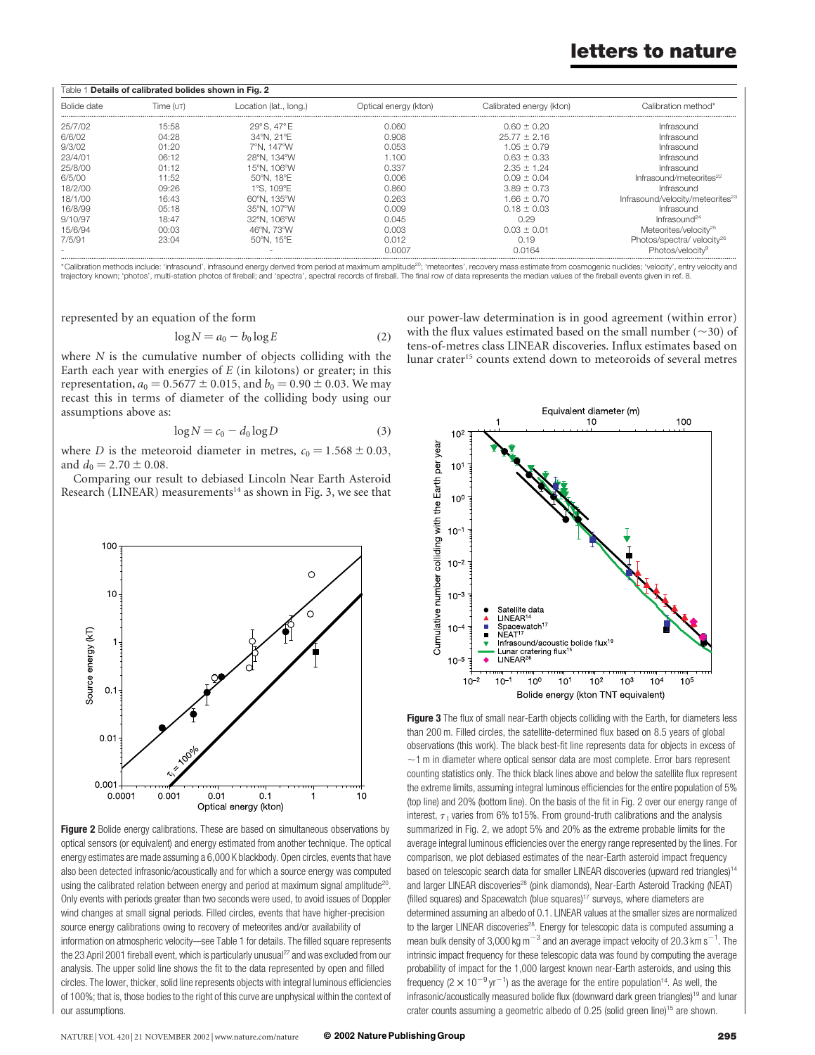Table 1 **Details of calibrated bolides shown in Fig. 2**

| Bolide date | Time (UT) | Location (lat., long.) | Optical energy (kton) | Calibrated energy (kton) | Calibration method* |
|---|---|---|---|---|---|
| 25/7/02 | 15:58 | 29°S, 47°E | 0.060 | $0.60 \pm 0.20$ | Infrasound |
| 6/6/02 | 04:28 | 34°N, 21°E | 0.908 | $25.77 \pm 2.16$ | Infrasound |
| 9/3/02 | 01:20 | 7°N, 147°W | 0.053 | $1.05 \pm 0.79$ | Infrasound |
| 23/4/01 | 06:12 | 28°N, 134°W | 1.100 | $0.63 \pm 0.33$ | Infrasound |
| 25/8/00 | 01:12 | 15°N, 106°W | 0.337 | $2.35 \pm 1.24$ | Infrasound |
| 6/5/00 | 11:52 | 50°N, 18°E | 0.006 | $0.09 \pm 0.04$ | Infrasound/meteorites[22] |
| 18/2/00 | 09:26 | 1°S, 109°E | 0.860 | $3.89 \pm 0.73$ | Infrasound |
| 18/1/00 | 16:43 | 60°N, 135°W | 0.263 | $1.66 \pm 0.70$ | Infrasound/velocity/meteorites[23] |
| 16/8/99 | 05:18 | 35°N, 107°W | 0.009 | $0.18 \pm 0.03$ | Infrasound |
| 9/10/97 | 18:47 | 32°N, 106°W | 0.045 | 0.29 | Infrasound[24] |
| 15/6/94 | 00:03 | 46°N, 73°W | 0.003 | $0.03 \pm 0.01$ | Meteorites/velocity[25] |
| 7/5/91 | 23:04 | 50°N, 15°E | 0.012 | 0.19 | Photos/spectra/ velocity[26] |
| - | | - | 0.0007 | 0.0164 | Photos/velocity[9] |

*Calibration methods include: 'infrasound', infrasound energy derived from period at maximum amplitude[20]; 'meteorites', recovery mass estimate from cosmogenic nuclides; 'velocity', entry velocity and trajectory known; 'photos', multi-station photos of fireball; and 'spectra', spectral records of fireball. The final row of data represents the median values of the fireball events given in ref. 8.

represented by an equation of the form

$$\log N = a_0 - b_0 \log E \tag{2}$$

where $N$ is the cumulative number of objects colliding with the Earth each year with energies of $E$ (in kilotons) or greater; in this representation, $a_0 = 0.5677 \pm 0.015$, and $b_0 = 0.90 \pm 0.03$. We may recast this in terms of diameter of the colliding body using our assumptions above as:

$$\log N = c_0 - d_0 \log D \tag{3}$$

where $D$ is the meteoroid diameter in metres, $c_0 = 1.568 \pm 0.03$, and $d_0 = 2.70 \pm 0.08$.

Comparing our result to debiased Lincoln Near Earth Asteroid Research (LINEAR) measurements[14] as shown in Fig. 3, we see that our power-law determination is in good agreement (within error) with the flux values estimated based on the small number (~30) of tens-of-metres class LINEAR discoveries. Influx estimates based on lunar crater[15] counts extend down to meteoroids of several metres

**Figure 2** Bolide energy calibrations. These are based on simultaneous observations by optical sensors (or equivalent) and energy estimated from another technique. The optical energy estimates are made assuming a 6,000 K blackbody. Open circles, events that have also been detected infrasonic/acoustically and for which a source energy was computed using the calibrated relation between energy and period at maximum signal amplitude[20]. Only events with periods greater than two seconds were used, to avoid issues of Doppler wind changes at small signal periods. Filled circles, events that have higher-precision source energy calibrations owing to recovery of meteorites and/or availability of information on atmospheric velocity—see Table 1 for details. The filled square represents the 23 April 2001 fireball event, which is particularly unusual[27] and was excluded from our analysis. The upper solid line shows the fit to the data represented by open and filled circles. The lower, thicker, solid line represents objects with integral luminous efficiencies of 100%; that is, those bodies to the right of this curve are unphysical within the context of our assumptions.

**Figure 3** The flux of small near-Earth objects colliding with the Earth, for diameters less than 200 m. Filled circles, the satellite-determined flux based on 8.5 years of global observations (this work). The black best-fit line represents data for objects in excess of ~1 m in diameter where optical sensor data are most complete. Error bars represent counting statistics only. The thick black lines above and below the satellite flux represent the extreme limits, assuming integral luminous efficiencies for the entire population of 5% (top line) and 20% (bottom line). On the basis of the fit in Fig. 2 over our energy range of interest, $\tau_I$ varies from 6% to15%. From ground-truth calibrations and the analysis summarized in Fig. 2, we adopt 5% and 20% as the extreme probable limits for the average integral luminous efficiencies over the energy range represented by the lines. For comparison, we plot debiased estimates of the near-Earth asteroid impact frequency based on telescopic search data for smaller LINEAR discoveries (upward red triangles)[14] and larger LINEAR discoveries[28] (pink diamonds), Near-Earth Asteroid Tracking (NEAT) (filled squares) and Spacewatch (blue squares)[17] surveys, where diameters are determined assuming an albedo of 0.1. LINEAR values at the smaller sizes are normalized to the larger LINEAR discoveries[28]. Energy for telescopic data is computed assuming a mean bulk density of 3,000 kg m$^{-3}$ and an average impact velocity of 20.3 km s$^{-1}$. The intrinsic impact frequency for these telescopic data was found by computing the average probability of impact for the 1,000 largest known near-Earth asteroids, and using this frequency ($2 \times 10^{-9}$ yr$^{-1}$) as the average for the entire population[14]. As well, the infrasonic/acoustically measured bolide flux (downward dark green triangles)[19] and lunar crater counts assuming a geometric albedo of 0.25 (solid green line)[15] are shown.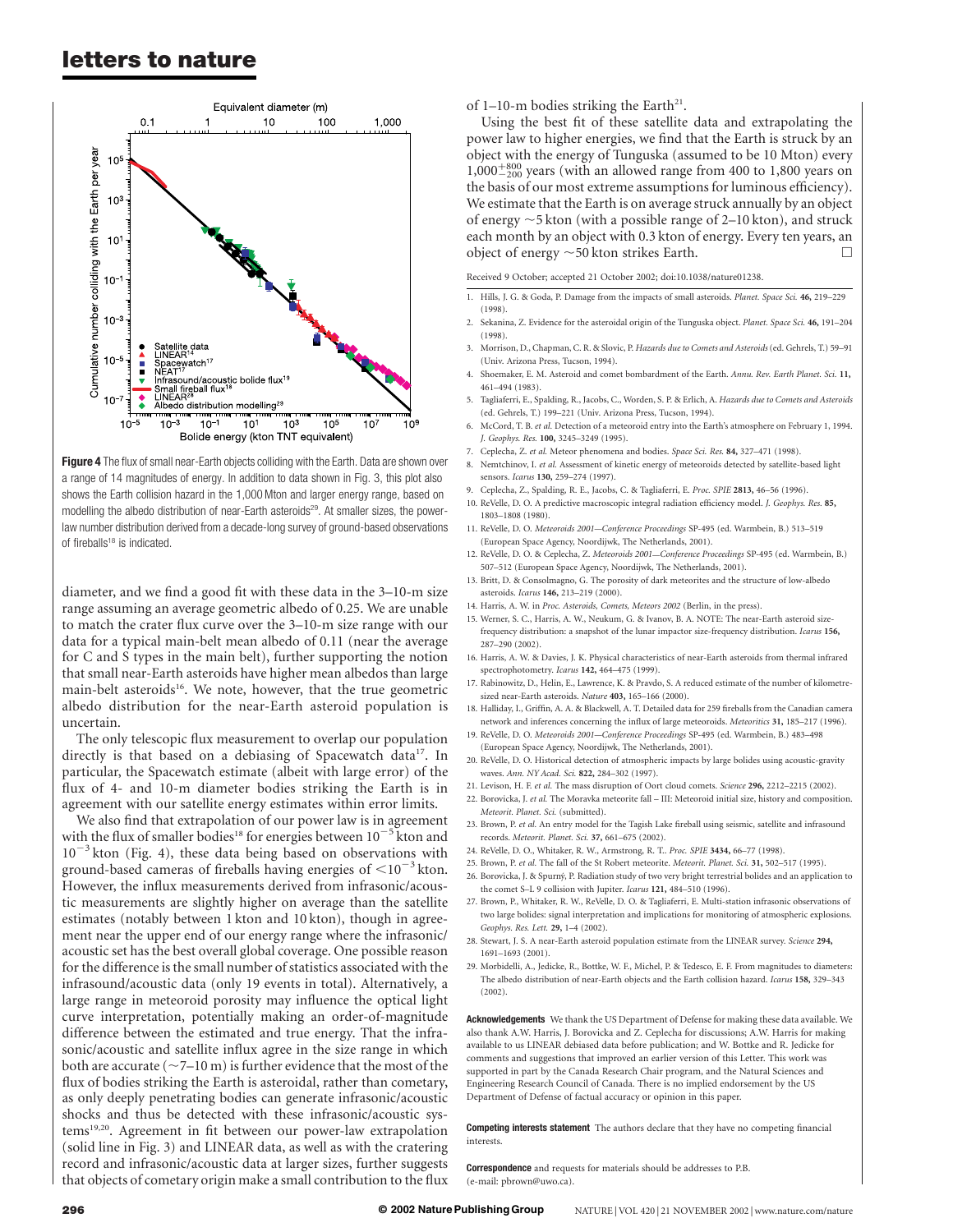Equivalent diameter (m)

0.1 1 10 100 1,000

Cumulative number colliding with the Earth per year

$10^5$ $10^3$ $10^1$ $10^{-1}$ $10^{-3}$ $10^{-5}$ $10^{-7}$

Satellite data
LINEAR[14]
Spacewatch[17]
NEAT[17]
Infrasound/acoustic bolide flux[19]
Small fireball flux[18]
LINEAR[28]
Albedo distribution modelling[29]

$10^{-5}$ $10^{-3}$ $10^{-1}$ $10^1$ $10^3$ $10^5$ $10^7$ $10^9$

Bolide energy (kton TNT equivalent)

**Figure 4** The flux of small near-Earth objects colliding with the Earth. Data are shown over a range of 14 magnitudes of energy. In addition to data shown in Fig. 3, this plot also shows the Earth collision hazard in the 1,000 Mton and larger energy range, based on modelling the albedo distribution of near-Earth asteroids[29]. At smaller sizes, the power-law number distribution derived from a decade-long survey of ground-based observations of fireballs[18] is indicated.

diameter, and we find a good fit with these data in the 3–10-m size range assuming an average geometric albedo of 0.25. We are unable to match the crater flux curve over the 3–10-m size range with our data for a typical main-belt mean albedo of 0.11 (near the average for C and S types in the main belt), further supporting the notion that small near-Earth asteroids have higher mean albedos than large main-belt asteroids[16]. We note, however, that the true geometric albedo distribution for the near-Earth asteroid population is uncertain.

The only telescopic flux measurement to overlap our population directly is that based on a debiasing of Spacewatch data[17]. In particular, the Spacewatch estimate (albeit with large error) of the flux of 4- and 10-m diameter bodies striking the Earth is in agreement with our satellite energy estimates within error limits.

We also find that extrapolation of our power law is in agreement with the flux of smaller bodies[18] for energies between $10^{-5}$ kton and $10^{-3}$ kton (Fig. 4), these data being based on observations with ground-based cameras of fireballs having energies of $<10^{-3}$ kton. However, the influx measurements derived from infrasonic/acoustic measurements are slightly higher on average than the satellite estimates (notably between 1 kton and 10 kton), though in agreement near the upper end of our energy range where the infrasonic/acoustic set has the best overall global coverage. One possible reason for the difference is the small number of statistics associated with the infrasound/acoustic data (only 19 events in total). Alternatively, a large range in meteoroid porosity may influence the optical light curve interpretation, potentially making an order-of-magnitude difference between the estimated and true energy. That the infrasonic/acoustic and satellite influx agree in the size range in which both are accurate ($\sim$7–10 m) is further evidence that the most of the flux of bodies striking the Earth is asteroidal, rather than cometary, as only deeply penetrating bodies can generate infrasonic/acoustic shocks and thus be detected with these infrasonic/acoustic systems[19,20]. Agreement in fit between our power-law extrapolation (solid line in Fig. 3) and LINEAR data, as well as with the cratering record and infrasonic/acoustic data at larger sizes, further suggests that objects of cometary origin make a small contribution to the flux of 1–10-m bodies striking the Earth[21].

Using the best fit of these satellite data and extrapolating the power law to higher energies, we find that the Earth is struck by an object with the energy of Tunguska (assumed to be 10 Mton) every $1{,}000^{+800}_{-200}$ years (with an allowed range from 400 to 1,800 years on the basis of our most extreme assumptions for luminous efficiency). We estimate that the Earth is on average struck annually by an object of energy $\sim$5 kton (with a possible range of 2–10 kton), and struck each month by an object with 0.3 kton of energy. Every ten years, an object of energy $\sim$50 kton strikes Earth. □

Received 9 October; accepted 21 October 2002; doi:10.1038/nature01238.

1. Hills, J. G. & Goda, P. Damage from the impacts of small asteroids. *Planet. Space Sci.* **46,** 219–229 (1998).
2. Sekanina, Z. Evidence for the asteroidal origin of the Tunguska object. *Planet. Space Sci.* **46,** 191–204 (1998).
3. Morrison, D., Chapman, C. R. & Slovic, P. *Hazards due to Comets and Asteroids* (ed. Gehrels, T.) 59–91 (Univ. Arizona Press, Tucson, 1994).
4. Shoemaker, E. M. Asteroid and comet bombardment of the Earth. *Annu. Rev. Earth Planet. Sci.* **11,** 461–494 (1983).
5. Tagliaferri, E., Spalding, R., Jacobs, C., Worden, S. P. & Erlich, A. *Hazards due to Comets and Asteroids* (ed. Gehrels, T.) 199–221 (Univ. Arizona Press, Tucson, 1994).
6. McCord, T. B. *et al.* Detection of a meteoroid entry into the Earth's atmosphere on February 1, 1994. *J. Geophys. Res.* **100,** 3245–3249 (1995).
7. Ceplecha, Z. *et al.* Meteor phenomena and bodies. *Space Sci. Res.* **84,** 327–471 (1998).
8. Nemtchinov, I. *et al.* Assessment of kinetic energy of meteoroids detected by satellite-based light sensors. *Icarus* **130,** 259–274 (1997).
9. Ceplecha, Z., Spalding, R. E., Jacobs, C. & Tagliaferri, E. *Proc. SPIE* **2813,** 46–56 (1996).
10. ReVelle, D. O. A predictive macroscopic integral radiation efficiency model. *J. Geophys. Res.* **85,** 1803–1808 (1980).
11. ReVelle, D. O. *Meteoroids 2001—Conference Proceedings* SP-495 (ed. Warmbein, B.) 513–519 (European Space Agency, Noordijwk, The Netherlands, 2001).
12. ReVelle, D. O. & Ceplecha, Z. *Meteoroids 2001—Conference Proceedings* SP-495 (ed. Warmbein, B.) 507–512 (European Space Agency, Noordijwk, The Netherlands, 2001).
13. Britt, D. & Consolmagno, G. The porosity of dark meteorites and the structure of low-albedo asteroids. *Icarus* **146,** 213–219 (2000).
14. Harris, A. W. in *Proc. Asteroids, Comets, Meteors 2002* (Berlin, in the press).
15. Werner, S. C., Harris, A. W., Neukum, G. & Ivanov, B. A. NOTE: The near-Earth asteroid size-frequency distribution: a snapshot of the lunar impactor size-frequency distribution. *Icarus* **156,** 287–290 (2002).
16. Harris, A. W. & Davies, J. K. Physical characteristics of near-Earth asteroids from thermal infrared spectrophotometry. *Icarus* **142,** 464–475 (1999).
17. Rabinowitz, D., Helin, E., Lawrence, K. & Pravdo, S. A reduced estimate of the number of kilometre-sized near-Earth asteroids. *Nature* **403,** 165–166 (2000).
18. Halliday, I., Griffin, A. A. & Blackwell, A. T. Detailed data for 259 fireballs from the Canadian camera network and inferences concerning the influx of large meteoroids. *Meteoritics* **31,** 185–217 (1996).
19. ReVelle, D. O. *Meteoroids 2001—Conference Proceedings* SP-495 (ed. Warmbein, B.) 483–498 (European Space Agency, Noordijwk, The Netherlands, 2001).
20. ReVelle, D. O. Historical detection of atmospheric impacts by large bolides using acoustic-gravity waves. *Ann. NY Acad. Sci.* **822,** 284–302 (1997).
21. Levison, H. F. *et al.* The mass disruption of Oort cloud comets. *Science* **296,** 2212–2215 (2002).
22. Borovicka, J. *et al.* The Moravka meteorite fall – III: Meteoroid initial size, history and composition. *Meteorit. Planet. Sci.* (submitted).
23. Brown, P. *et al.* An entry model for the Tagish Lake fireball using seismic, satellite and infrasound records. *Meteorit. Planet. Sci.* **37,** 661–675 (2002).
24. ReVelle, D. O., Whitaker, R. W., Armstrong, R. T.. *Proc. SPIE* **3434,** 66–77 (1998).
25. Brown, P. *et al.* The fall of the St Robert meteorite. *Meteorit. Planet. Sci.* **31,** 502–517 (1995).
26. Borovicka, J. & Spurný, P. Radiation study of two very bright terrestrial bolides and an application to the comet S–L 9 collision with Jupiter. *Icarus* **121,** 484–510 (1996).
27. Brown, P., Whitaker, R. W., ReVelle, D. O. & Tagliaferri, E. Multi-station infrasonic observations of two large bolides: signal interpretation and implications for monitoring of atmospheric explosions. *Geophys. Res. Lett.* **29,** 1–4 (2002).
28. Stewart, J. S. A near-Earth asteroid population estimate from the LINEAR survey. *Science* **294,** 1691–1693 (2001).
29. Morbidelli, A., Jedicke, R., Bottke, W. F., Michel, P. & Tedesco, E. F. From magnitudes to diameters: The albedo distribution of near-Earth objects and the Earth collision hazard. *Icarus* **158,** 329–343 (2002).

**Acknowledgements** We thank the US Department of Defense for making these data available. We also thank A.W. Harris, J. Borovicka and Z. Ceplecha for discussions; A.W. Harris for making available to us LINEAR debiased data before publication; and W. Bottke and R. Jedicke for comments and suggestions that improved an earlier version of this Letter. This work was supported in part by the Canada Research Chair program, and the Natural Sciences and Engineering Research Council of Canada. There is no implied endorsement by the US Department of Defense of factual accuracy or opinion in this paper.

**Competing interests statement** The authors declare that they have no competing financial interests.

**Correspondence** and requests for materials should be addresses to P.B. (e-mail: pbrown@uwo.ca).